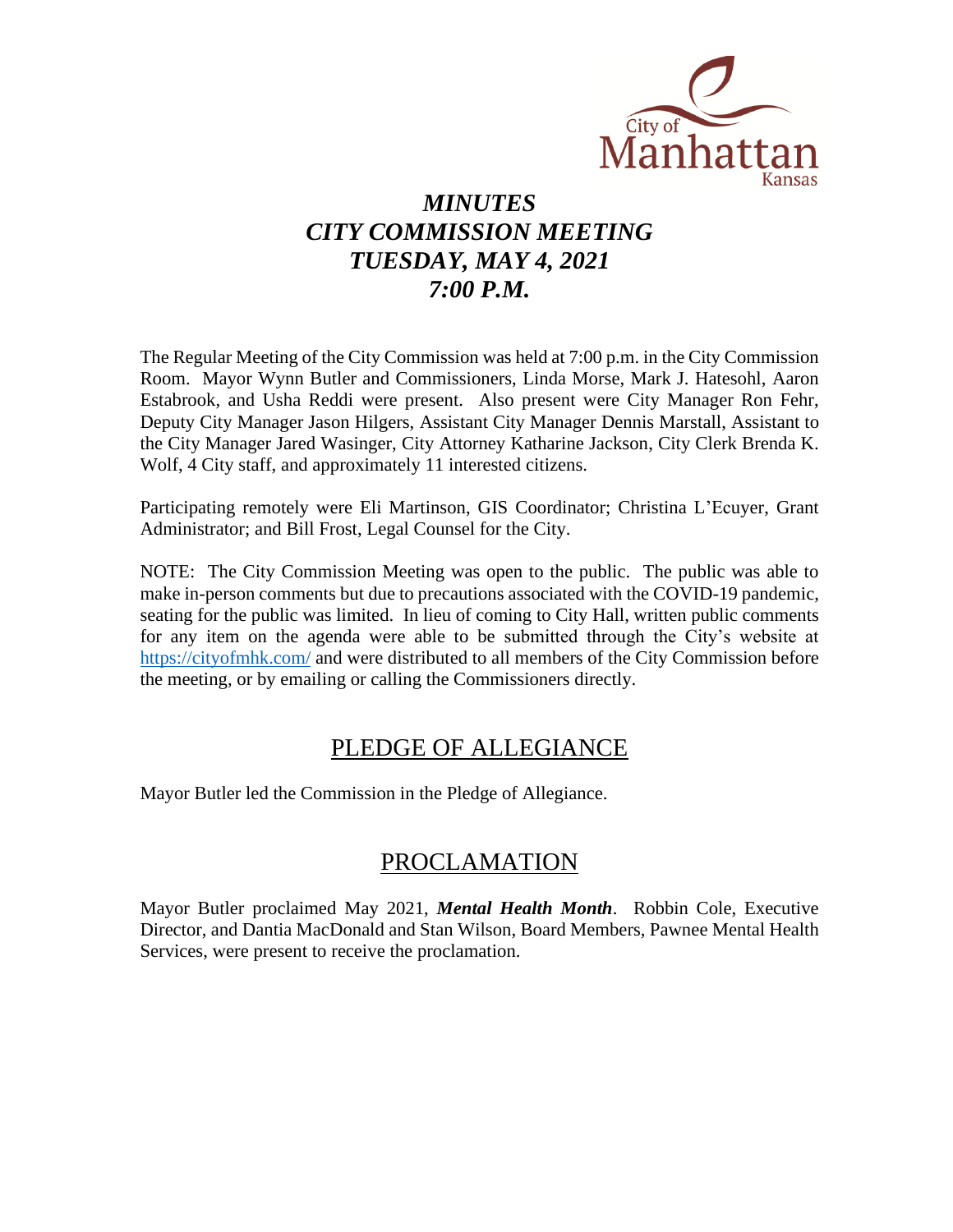City of Manhattan Kansas

# *MINUTES*
# *CITY COMMISSION MEETING*
# *TUESDAY, MAY 4, 2021*
# *7:00 P.M.*

The Regular Meeting of the City Commission was held at 7:00 p.m. in the City Commission Room. Mayor Wynn Butler and Commissioners, Linda Morse, Mark J. Hatesohl, Aaron Estabrook, and Usha Reddi were present. Also present were City Manager Ron Fehr, Deputy City Manager Jason Hilgers, Assistant City Manager Dennis Marstall, Assistant to the City Manager Jared Wasinger, City Attorney Katharine Jackson, City Clerk Brenda K. Wolf, 4 City staff, and approximately 11 interested citizens.

Participating remotely were Eli Martinson, GIS Coordinator; Christina L'Ecuyer, Grant Administrator; and Bill Frost, Legal Counsel for the City.

NOTE: The City Commission Meeting was open to the public. The public was able to make in-person comments but due to precautions associated with the COVID-19 pandemic, seating for the public was limited. In lieu of coming to City Hall, written public comments for any item on the agenda were able to be submitted through the City's website at https://cityofmhk.com/ and were distributed to all members of the City Commission before the meeting, or by emailing or calling the Commissioners directly.

## PLEDGE OF ALLEGIANCE

Mayor Butler led the Commission in the Pledge of Allegiance.

## PROCLAMATION

Mayor Butler proclaimed May 2021, ***Mental Health Month***. Robbin Cole, Executive Director, and Dantia MacDonald and Stan Wilson, Board Members, Pawnee Mental Health Services, were present to receive the proclamation.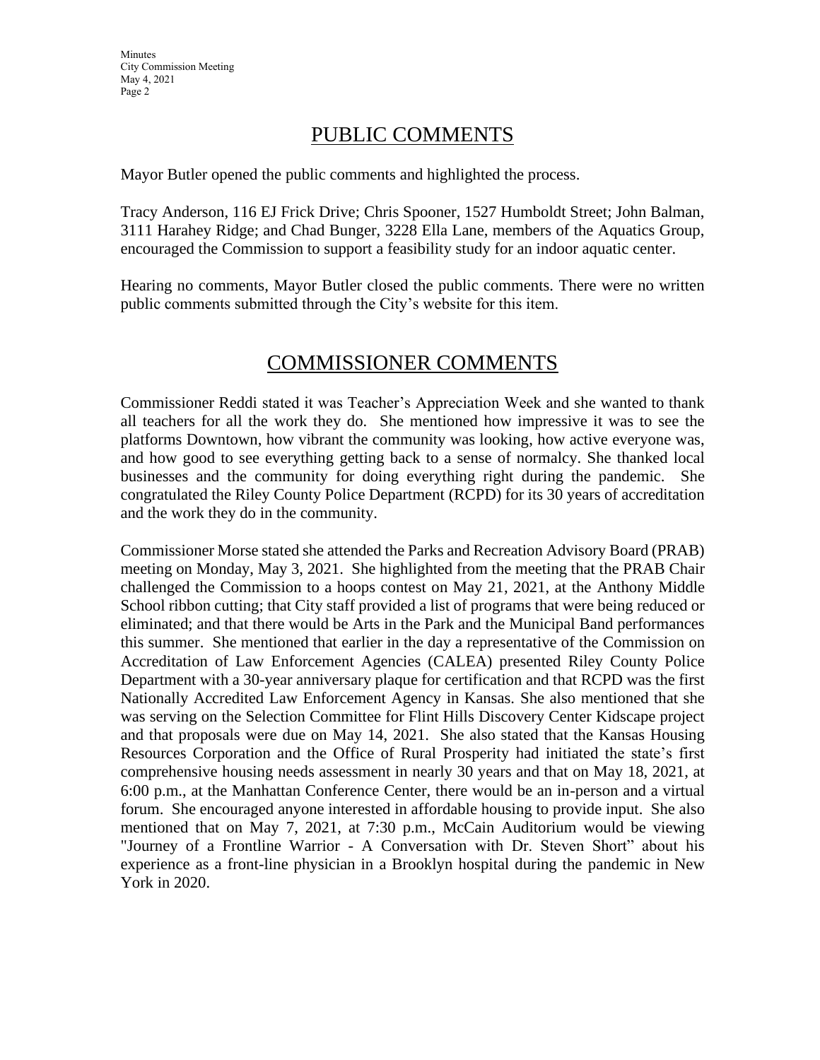## PUBLIC COMMENTS

Mayor Butler opened the public comments and highlighted the process.

Tracy Anderson, 116 EJ Frick Drive; Chris Spooner, 1527 Humboldt Street; John Balman, 3111 Harahey Ridge; and Chad Bunger, 3228 Ella Lane, members of the Aquatics Group, encouraged the Commission to support a feasibility study for an indoor aquatic center.

Hearing no comments, Mayor Butler closed the public comments. There were no written public comments submitted through the City's website for this item.

## COMMISSIONER COMMENTS

Commissioner Reddi stated it was Teacher's Appreciation Week and she wanted to thank all teachers for all the work they do. She mentioned how impressive it was to see the platforms Downtown, how vibrant the community was looking, how active everyone was, and how good to see everything getting back to a sense of normalcy. She thanked local businesses and the community for doing everything right during the pandemic. She congratulated the Riley County Police Department (RCPD) for its 30 years of accreditation and the work they do in the community.

Commissioner Morse stated she attended the Parks and Recreation Advisory Board (PRAB) meeting on Monday, May 3, 2021. She highlighted from the meeting that the PRAB Chair challenged the Commission to a hoops contest on May 21, 2021, at the Anthony Middle School ribbon cutting; that City staff provided a list of programs that were being reduced or eliminated; and that there would be Arts in the Park and the Municipal Band performances this summer. She mentioned that earlier in the day a representative of the Commission on Accreditation of Law Enforcement Agencies (CALEA) presented Riley County Police Department with a 30-year anniversary plaque for certification and that RCPD was the first Nationally Accredited Law Enforcement Agency in Kansas. She also mentioned that she was serving on the Selection Committee for Flint Hills Discovery Center Kidscape project and that proposals were due on May 14, 2021. She also stated that the Kansas Housing Resources Corporation and the Office of Rural Prosperity had initiated the state's first comprehensive housing needs assessment in nearly 30 years and that on May 18, 2021, at 6:00 p.m., at the Manhattan Conference Center, there would be an in-person and a virtual forum. She encouraged anyone interested in affordable housing to provide input. She also mentioned that on May 7, 2021, at 7:30 p.m., McCain Auditorium would be viewing "Journey of a Frontline Warrior - A Conversation with Dr. Steven Short" about his experience as a front-line physician in a Brooklyn hospital during the pandemic in New York in 2020.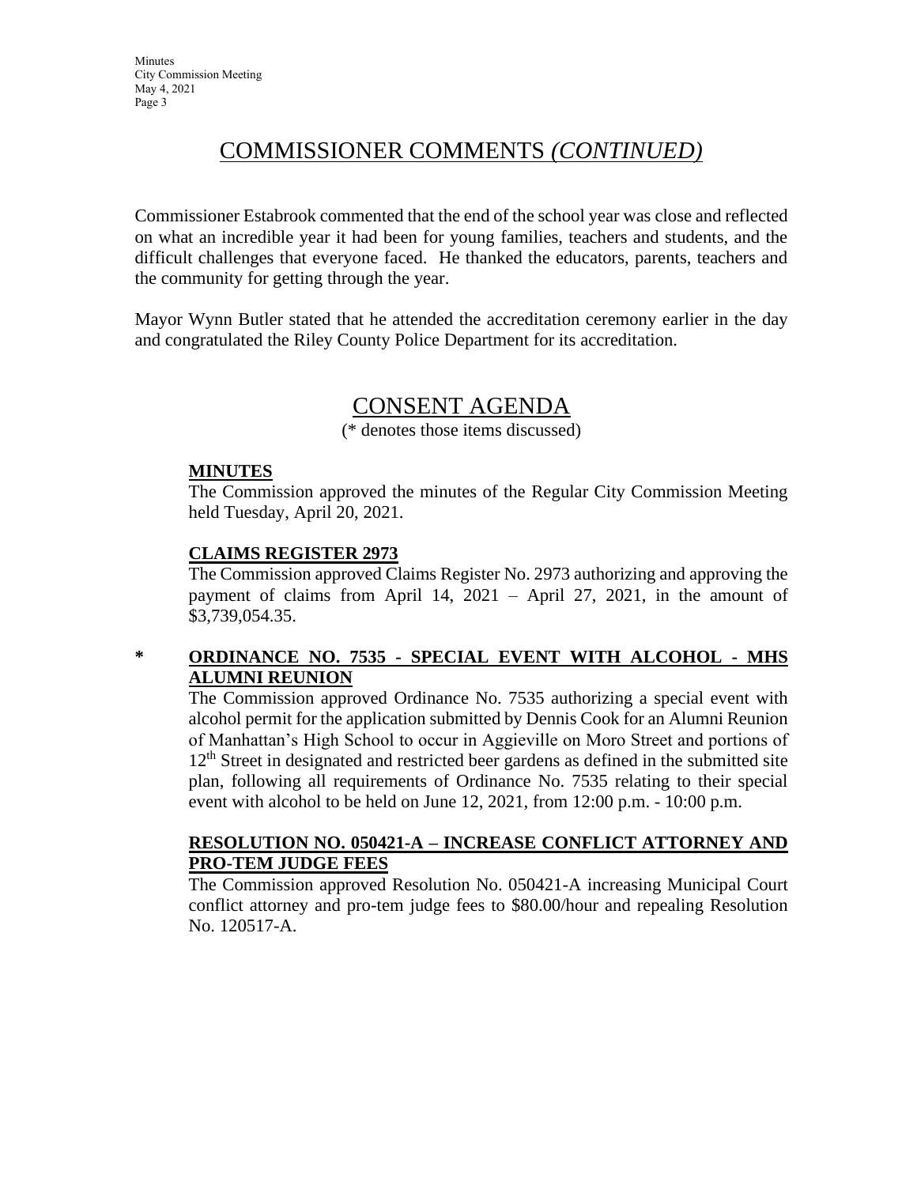# COMMISSIONER COMMENTS *(CONTINUED)*

Commissioner Estabrook commented that the end of the school year was close and reflected on what an incredible year it had been for young families, teachers and students, and the difficult challenges that everyone faced. He thanked the educators, parents, teachers and the community for getting through the year.

Mayor Wynn Butler stated that he attended the accreditation ceremony earlier in the day and congratulated the Riley County Police Department for its accreditation.

# CONSENT AGENDA

(* denotes those items discussed)

**MINUTES**

The Commission approved the minutes of the Regular City Commission Meeting held Tuesday, April 20, 2021.

**CLAIMS REGISTER 2973**

The Commission approved Claims Register No. 2973 authorizing and approving the payment of claims from April 14, 2021 – April 27, 2021, in the amount of $3,739,054.35.

\* **ORDINANCE NO. 7535 - SPECIAL EVENT WITH ALCOHOL - MHS ALUMNI REUNION**

The Commission approved Ordinance No. 7535 authorizing a special event with alcohol permit for the application submitted by Dennis Cook for an Alumni Reunion of Manhattan's High School to occur in Aggieville on Moro Street and portions of 12th Street in designated and restricted beer gardens as defined in the submitted site plan, following all requirements of Ordinance No. 7535 relating to their special event with alcohol to be held on June 12, 2021, from 12:00 p.m. - 10:00 p.m.

**RESOLUTION NO. 050421-A – INCREASE CONFLICT ATTORNEY AND PRO-TEM JUDGE FEES**

The Commission approved Resolution No. 050421-A increasing Municipal Court conflict attorney and pro-tem judge fees to $80.00/hour and repealing Resolution No. 120517-A.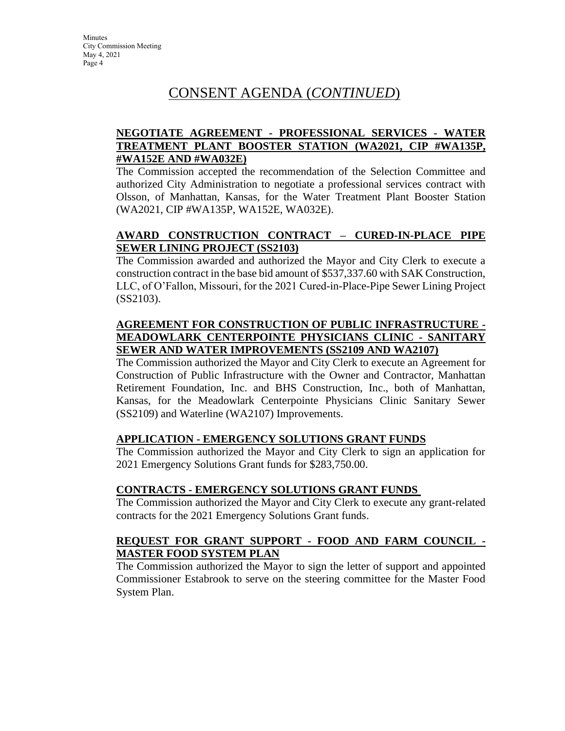# CONSENT AGENDA (*CONTINUED*)

**NEGOTIATE AGREEMENT - PROFESSIONAL SERVICES - WATER TREATMENT PLANT BOOSTER STATION (WA2021, CIP #WA135P, #WA152E AND #WA032E)**

The Commission accepted the recommendation of the Selection Committee and authorized City Administration to negotiate a professional services contract with Olsson, of Manhattan, Kansas, for the Water Treatment Plant Booster Station (WA2021, CIP #WA135P, WA152E, WA032E).

**AWARD CONSTRUCTION CONTRACT – CURED-IN-PLACE PIPE SEWER LINING PROJECT (SS2103)**

The Commission awarded and authorized the Mayor and City Clerk to execute a construction contract in the base bid amount of $537,337.60 with SAK Construction, LLC, of O'Fallon, Missouri, for the 2021 Cured-in-Place-Pipe Sewer Lining Project (SS2103).

**AGREEMENT FOR CONSTRUCTION OF PUBLIC INFRASTRUCTURE - MEADOWLARK CENTERPOINTE PHYSICIANS CLINIC - SANITARY SEWER AND WATER IMPROVEMENTS (SS2109 AND WA2107)**

The Commission authorized the Mayor and City Clerk to execute an Agreement for Construction of Public Infrastructure with the Owner and Contractor, Manhattan Retirement Foundation, Inc. and BHS Construction, Inc., both of Manhattan, Kansas, for the Meadowlark Centerpointe Physicians Clinic Sanitary Sewer (SS2109) and Waterline (WA2107) Improvements.

**APPLICATION - EMERGENCY SOLUTIONS GRANT FUNDS**

The Commission authorized the Mayor and City Clerk to sign an application for 2021 Emergency Solutions Grant funds for $283,750.00.

**CONTRACTS - EMERGENCY SOLUTIONS GRANT FUNDS**

The Commission authorized the Mayor and City Clerk to execute any grant-related contracts for the 2021 Emergency Solutions Grant funds.

**REQUEST FOR GRANT SUPPORT - FOOD AND FARM COUNCIL - MASTER FOOD SYSTEM PLAN**

The Commission authorized the Mayor to sign the letter of support and appointed Commissioner Estabrook to serve on the steering committee for the Master Food System Plan.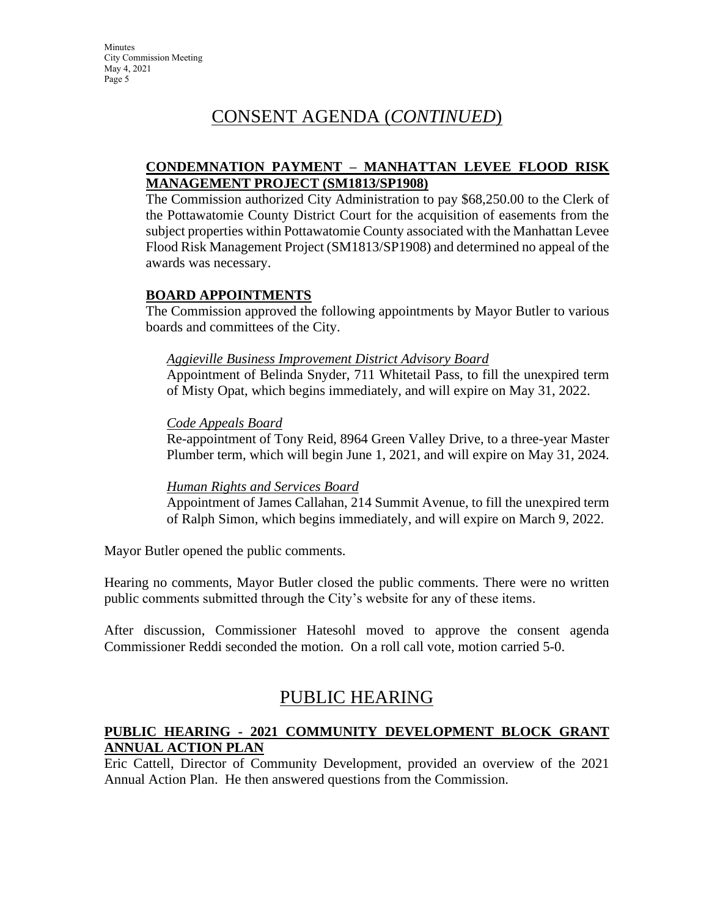# CONSENT AGENDA (*CONTINUED*)

**CONDEMNATION PAYMENT – MANHATTAN LEVEE FLOOD RISK MANAGEMENT PROJECT (SM1813/SP1908)**

The Commission authorized City Administration to pay $68,250.00 to the Clerk of the Pottawatomie County District Court for the acquisition of easements from the subject properties within Pottawatomie County associated with the Manhattan Levee Flood Risk Management Project (SM1813/SP1908) and determined no appeal of the awards was necessary.

**BOARD APPOINTMENTS**

The Commission approved the following appointments by Mayor Butler to various boards and committees of the City.

*Aggieville Business Improvement District Advisory Board*

Appointment of Belinda Snyder, 711 Whitetail Pass, to fill the unexpired term of Misty Opat, which begins immediately, and will expire on May 31, 2022.

*Code Appeals Board*

Re-appointment of Tony Reid, 8964 Green Valley Drive, to a three-year Master Plumber term, which will begin June 1, 2021, and will expire on May 31, 2024.

*Human Rights and Services Board*

Appointment of James Callahan, 214 Summit Avenue, to fill the unexpired term of Ralph Simon, which begins immediately, and will expire on March 9, 2022.

Mayor Butler opened the public comments.

Hearing no comments, Mayor Butler closed the public comments. There were no written public comments submitted through the City's website for any of these items.

After discussion, Commissioner Hatesohl moved to approve the consent agenda Commissioner Reddi seconded the motion. On a roll call vote, motion carried 5-0.

# PUBLIC HEARING

**PUBLIC HEARING - 2021 COMMUNITY DEVELOPMENT BLOCK GRANT ANNUAL ACTION PLAN**

Eric Cattell, Director of Community Development, provided an overview of the 2021 Annual Action Plan. He then answered questions from the Commission.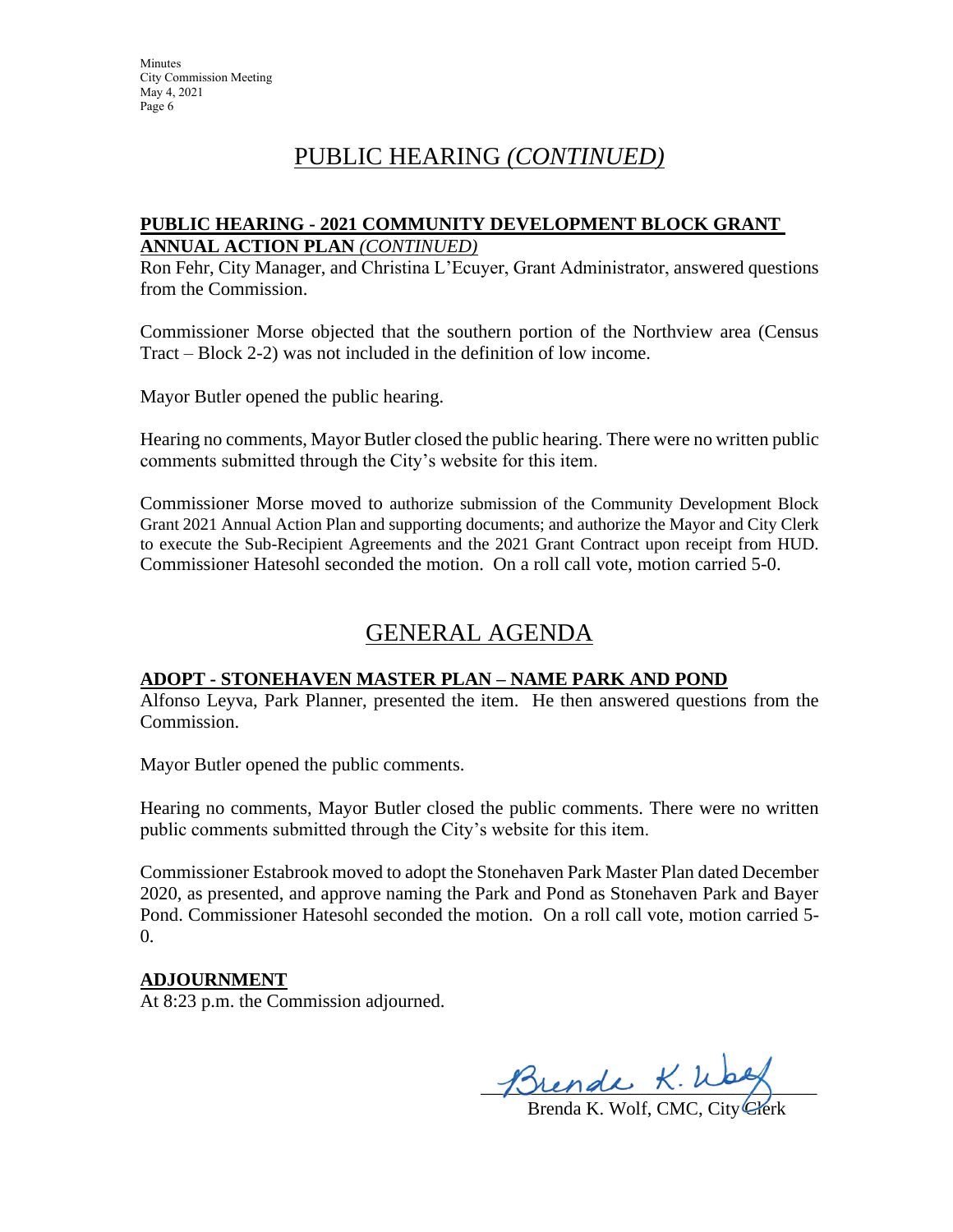# PUBLIC HEARING *(CONTINUED)*

**PUBLIC HEARING - 2021 COMMUNITY DEVELOPMENT BLOCK GRANT ANNUAL ACTION PLAN** *(CONTINUED)*

Ron Fehr, City Manager, and Christina L'Ecuyer, Grant Administrator, answered questions from the Commission.

Commissioner Morse objected that the southern portion of the Northview area (Census Tract – Block 2-2) was not included in the definition of low income.

Mayor Butler opened the public hearing.

Hearing no comments, Mayor Butler closed the public hearing. There were no written public comments submitted through the City's website for this item.

Commissioner Morse moved to authorize submission of the Community Development Block Grant 2021 Annual Action Plan and supporting documents; and authorize the Mayor and City Clerk to execute the Sub-Recipient Agreements and the 2021 Grant Contract upon receipt from HUD. Commissioner Hatesohl seconded the motion. On a roll call vote, motion carried 5-0.

# GENERAL AGENDA

**ADOPT - STONEHAVEN MASTER PLAN – NAME PARK AND POND**

Alfonso Leyva, Park Planner, presented the item. He then answered questions from the Commission.

Mayor Butler opened the public comments.

Hearing no comments, Mayor Butler closed the public comments. There were no written public comments submitted through the City's website for this item.

Commissioner Estabrook moved to adopt the Stonehaven Park Master Plan dated December 2020, as presented, and approve naming the Park and Pond as Stonehaven Park and Bayer Pond. Commissioner Hatesohl seconded the motion. On a roll call vote, motion carried 5-0.

**ADJOURNMENT**

At 8:23 p.m. the Commission adjourned.

Brenda K. Wolf

Brenda K. Wolf, CMC, City Clerk